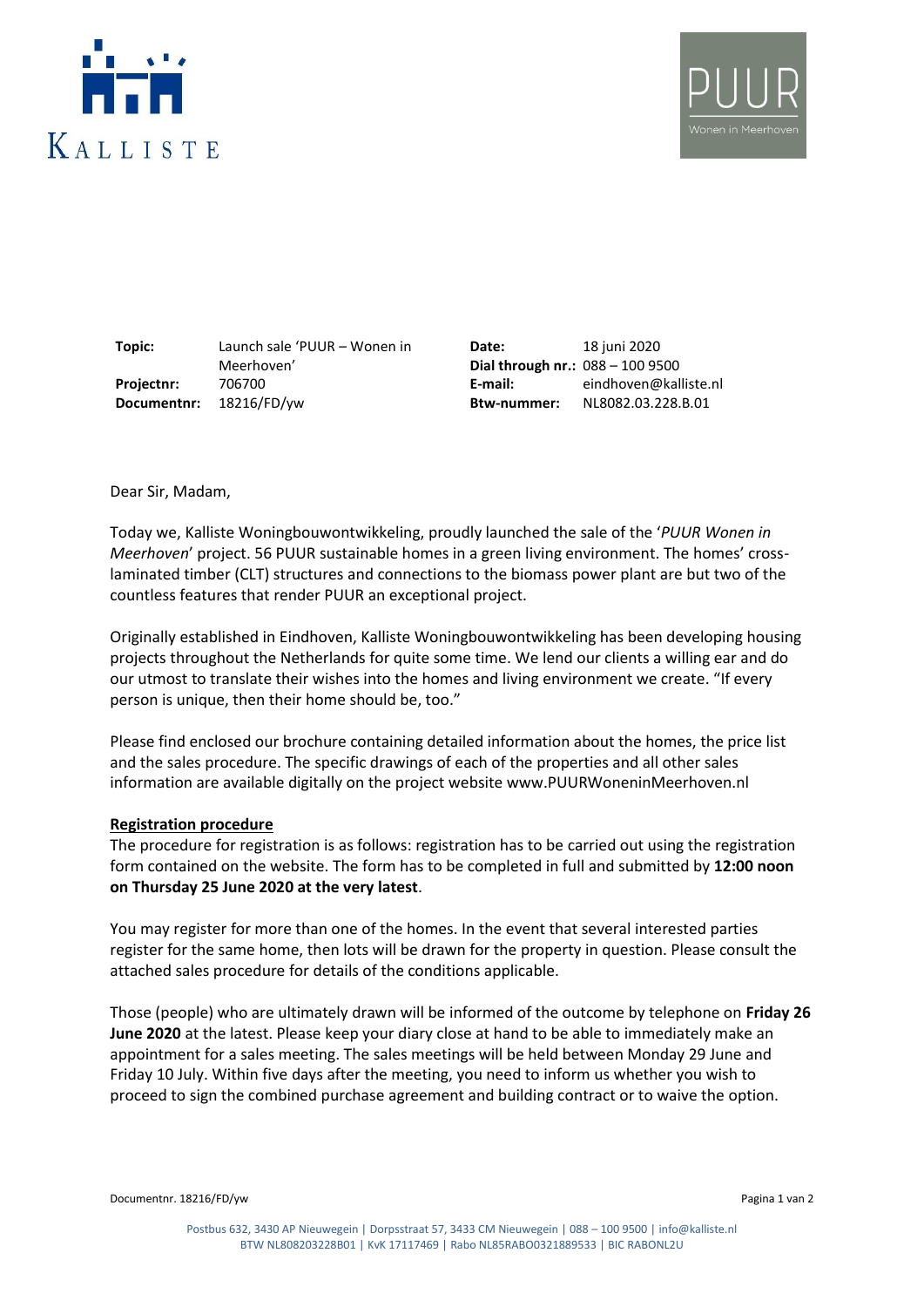KALLISTE

PUUR
Wonen in Meerhoven

| | | | |
|---|---|---|---|
| **Topic:** | Launch sale 'PUUR – Wonen in Meerhoven' | **Date:** | 18 juni 2020 |
| **Projectnr:** | 706700 | **Dial through nr.:** | 088 – 100 9500 |
| **Documentnr:** | 18216/FD/yw | **E-mail:** | eindhoven@kalliste.nl |
| | | **Btw-nummer:** | NL8082.03.228.B.01 |

Dear Sir, Madam,

Today we, Kalliste Woningbouwontwikkeling, proudly launched the sale of the '*PUUR Wonen in Meerhoven*' project. 56 PUUR sustainable homes in a green living environment. The homes' cross-laminated timber (CLT) structures and connections to the biomass power plant are but two of the countless features that render PUUR an exceptional project.

Originally established in Eindhoven, Kalliste Woningbouwontwikkeling has been developing housing projects throughout the Netherlands for quite some time. We lend our clients a willing ear and do our utmost to translate their wishes into the homes and living environment we create. "If every person is unique, then their home should be, too."

Please find enclosed our brochure containing detailed information about the homes, the price list and the sales procedure. The specific drawings of each of the properties and all other sales information are available digitally on the project website www.PUURWoneninMeerhoven.nl

**Registration procedure**

The procedure for registration is as follows: registration has to be carried out using the registration form contained on the website. The form has to be completed in full and submitted by **12:00 noon on Thursday 25 June 2020 at the very latest**.

You may register for more than one of the homes. In the event that several interested parties register for the same home, then lots will be drawn for the property in question. Please consult the attached sales procedure for details of the conditions applicable.

Those (people) who are ultimately drawn will be informed of the outcome by telephone on **Friday 26 June 2020** at the latest. Please keep your diary close at hand to be able to immediately make an appointment for a sales meeting. The sales meetings will be held between Monday 29 June and Friday 10 July. Within five days after the meeting, you need to inform us whether you wish to proceed to sign the combined purchase agreement and building contract or to waive the option.

Postbus 632, 3430 AP Nieuwegein | Dorpsstraat 57, 3433 CM Nieuwegein | 088 – 100 9500 | info@kalliste.nl
BTW NL808203228B01 | KvK 17117469 | Rabo NL85RABO0321889533 | BIC RABONL2U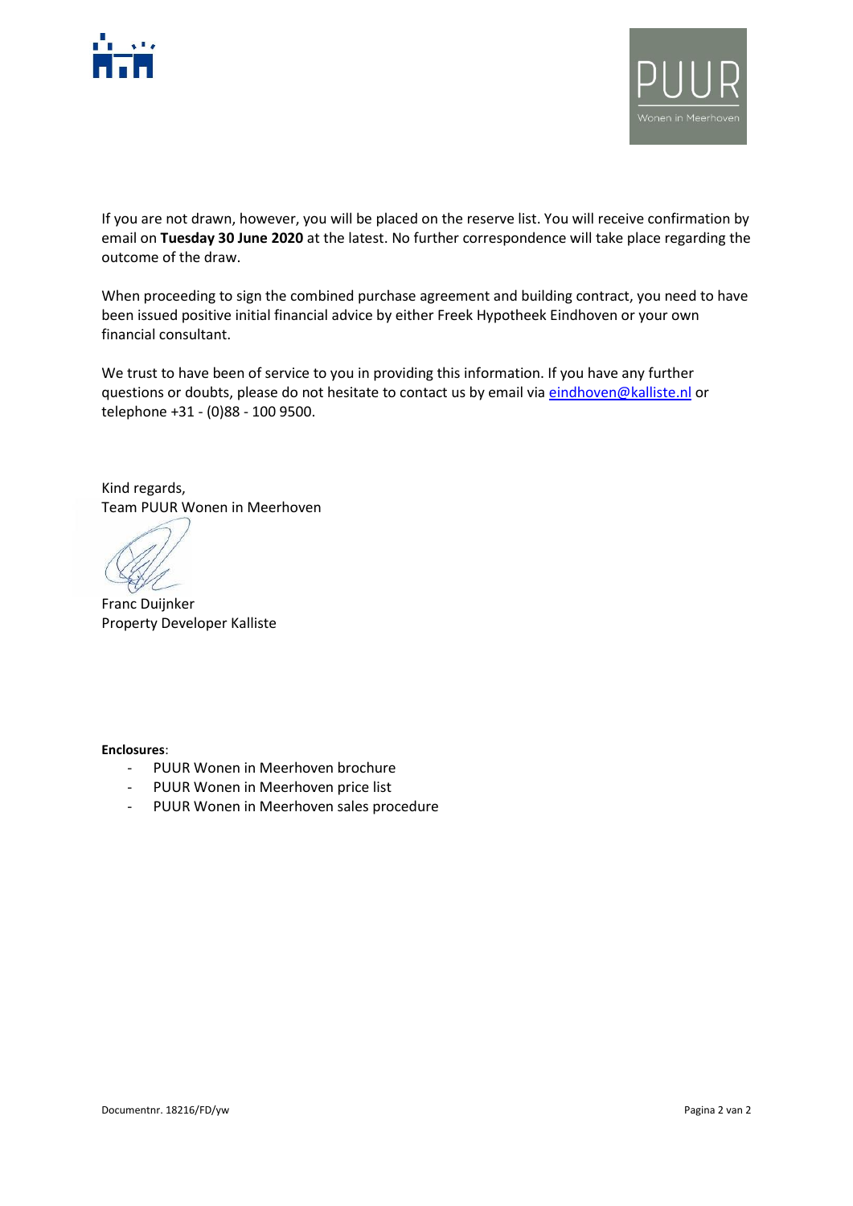If you are not drawn, however, you will be placed on the reserve list. You will receive confirmation by email on **Tuesday 30 June 2020** at the latest. No further correspondence will take place regarding the outcome of the draw.

When proceeding to sign the combined purchase agreement and building contract, you need to have been issued positive initial financial advice by either Freek Hypotheek Eindhoven or your own financial consultant.

We trust to have been of service to you in providing this information. If you have any further questions or doubts, please do not hesitate to contact us by email via eindhoven@kalliste.nl or telephone +31 - (0)88 - 100 9500.

Kind regards,
Team PUUR Wonen in Meerhoven

Franc Duijnker
Property Developer Kalliste

**Enclosures**:

- PUUR Wonen in Meerhoven brochure
- PUUR Wonen in Meerhoven price list
- PUUR Wonen in Meerhoven sales procedure

Documentnr. 18216/FD/yw